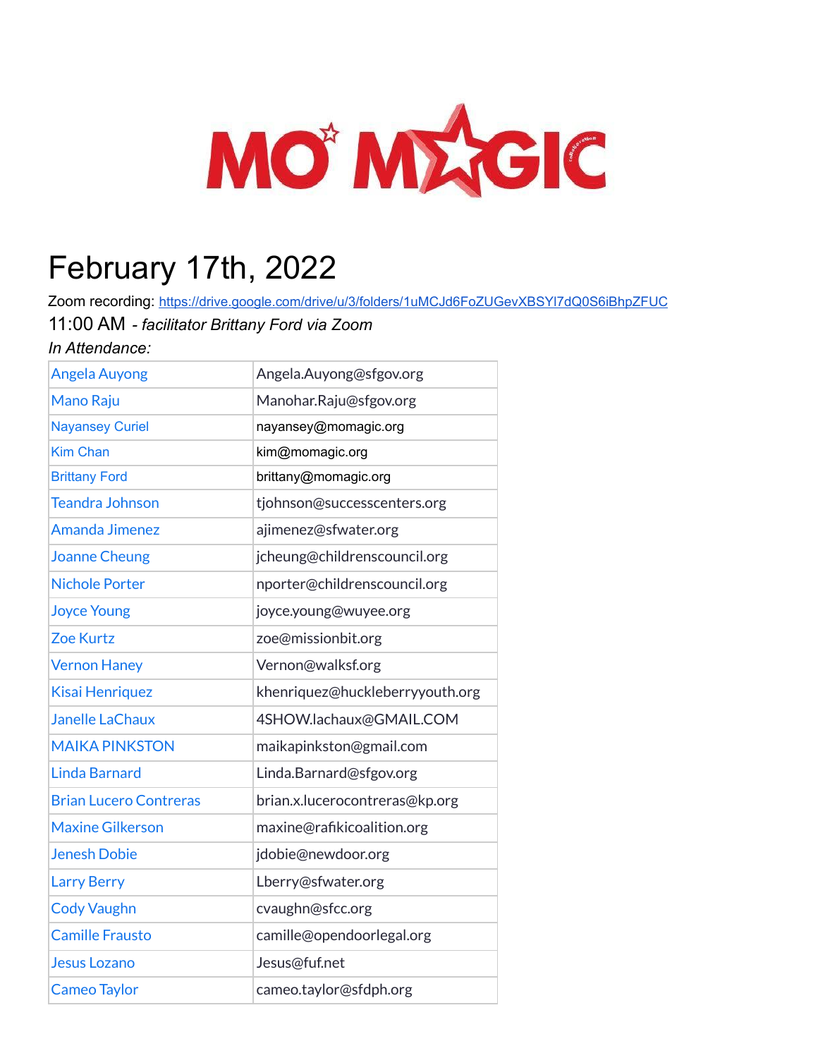# MO MAGIC

# February 17th, 2022

Zoom recording: https://drive.google.com/drive/u/3/folders/1uMCJd6FoZUGevXBSYl7dQ0S6iBhpZFUC

11:00 AM *- facilitator Brittany Ford via Zoom*

*In Attendance:*

| | |
|---|---|
| Angela Auyong | Angela.Auyong@sfgov.org |
| Mano Raju | Manohar.Raju@sfgov.org |
| Nayansey Curiel | nayansey@momagic.org |
| Kim Chan | kim@momagic.org |
| Brittany Ford | brittany@momagic.org |
| Teandra Johnson | tjohnson@successcenters.org |
| Amanda Jimenez | ajimenez@sfwater.org |
| Joanne Cheung | jcheung@childrenscouncil.org |
| Nichole Porter | nporter@childrenscouncil.org |
| Joyce Young | joyce.young@wuyee.org |
| Zoe Kurtz | zoe@missionbit.org |
| Vernon Haney | Vernon@walksf.org |
| Kisai Henriquez | khenriquez@huckleberryyouth.org |
| Janelle LaChaux | 4SHOW.lachaux@GMAIL.COM |
| MAIKA PINKSTON | maikapinkston@gmail.com |
| Linda Barnard | Linda.Barnard@sfgov.org |
| Brian Lucero Contreras | brian.x.lucerocontreras@kp.org |
| Maxine Gilkerson | maxine@rafikicoalition.org |
| Jenesh Dobie | jdobie@newdoor.org |
| Larry Berry | Lberry@sfwater.org |
| Cody Vaughn | cvaughn@sfcc.org |
| Camille Frausto | camille@opendoorlegal.org |
| Jesus Lozano | Jesus@fuf.net |
| Cameo Taylor | cameo.taylor@sfdph.org |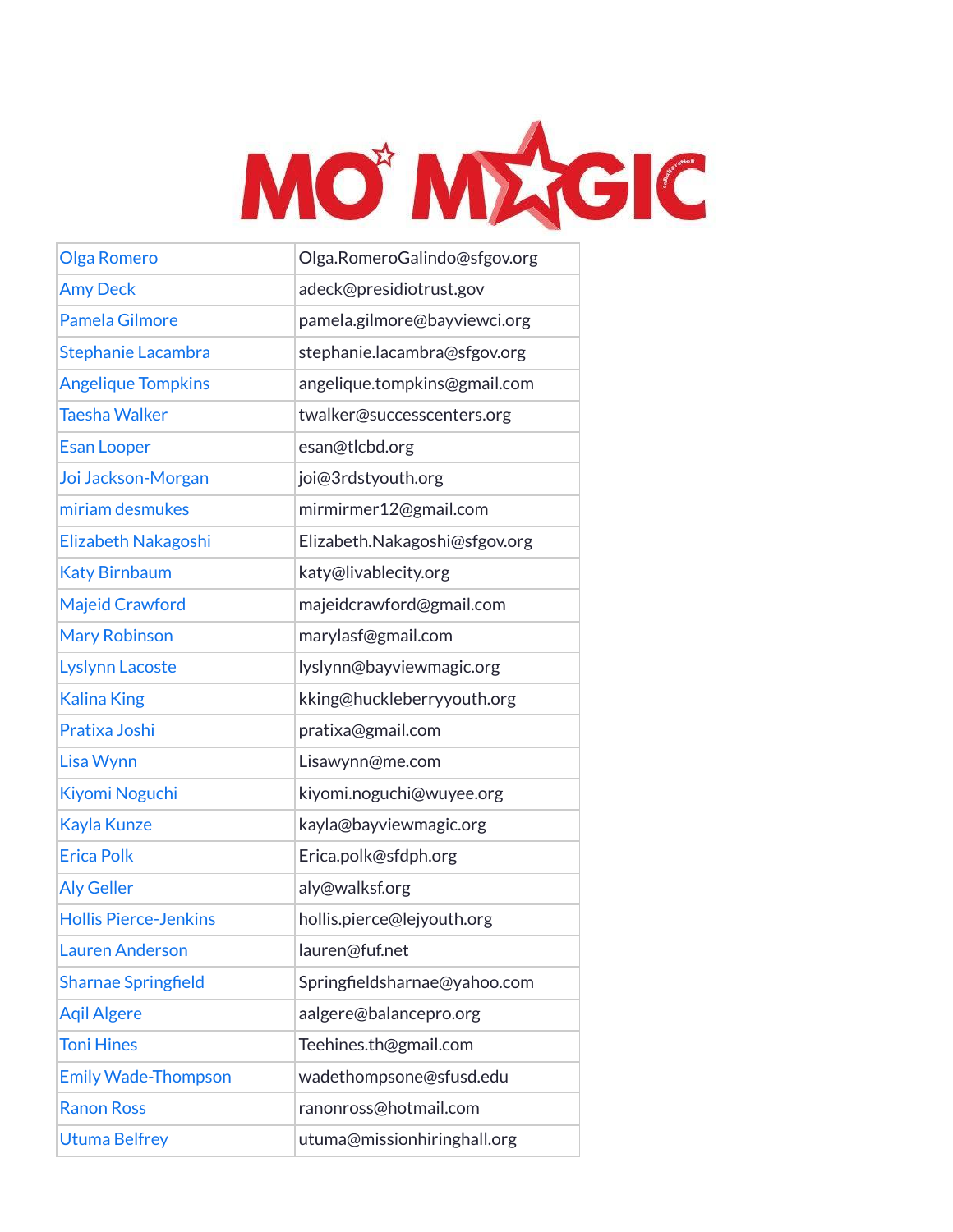# MO' MAGIC

| | |
|---|---|
| Olga Romero | Olga.RomeroGalindo@sfgov.org |
| Amy Deck | adeck@presidiotrust.gov |
| Pamela Gilmore | pamela.gilmore@bayviewci.org |
| Stephanie Lacambra | stephanie.lacambra@sfgov.org |
| Angelique Tompkins | angelique.tompkins@gmail.com |
| Taesha Walker | twalker@successcenters.org |
| Esan Looper | esan@tlcbd.org |
| Joi Jackson-Morgan | joi@3rdstyouth.org |
| miriam desmukes | mirmirmer12@gmail.com |
| Elizabeth Nakagoshi | Elizabeth.Nakagoshi@sfgov.org |
| Katy Birnbaum | katy@livablecity.org |
| Majeid Crawford | majeidcrawford@gmail.com |
| Mary Robinson | marylasf@gmail.com |
| Lyslynn Lacoste | lyslynn@bayviewmagic.org |
| Kalina King | kking@huckleberryyouth.org |
| Pratixa Joshi | pratixa@gmail.com |
| Lisa Wynn | Lisawynn@me.com |
| Kiyomi Noguchi | kiyomi.noguchi@wuyee.org |
| Kayla Kunze | kayla@bayviewmagic.org |
| Erica Polk | Erica.polk@sfdph.org |
| Aly Geller | aly@walksf.org |
| Hollis Pierce-Jenkins | hollis.pierce@lejyouth.org |
| Lauren Anderson | lauren@fuf.net |
| Sharnae Springfield | Springfieldsharnae@yahoo.com |
| Aqil Algere | aalgere@balancepro.org |
| Toni Hines | Teehines.th@gmail.com |
| Emily Wade-Thompson | wadethompsone@sfusd.edu |
| Ranon Ross | ranonross@hotmail.com |
| Utuma Belfrey | utuma@missionhiringhall.org |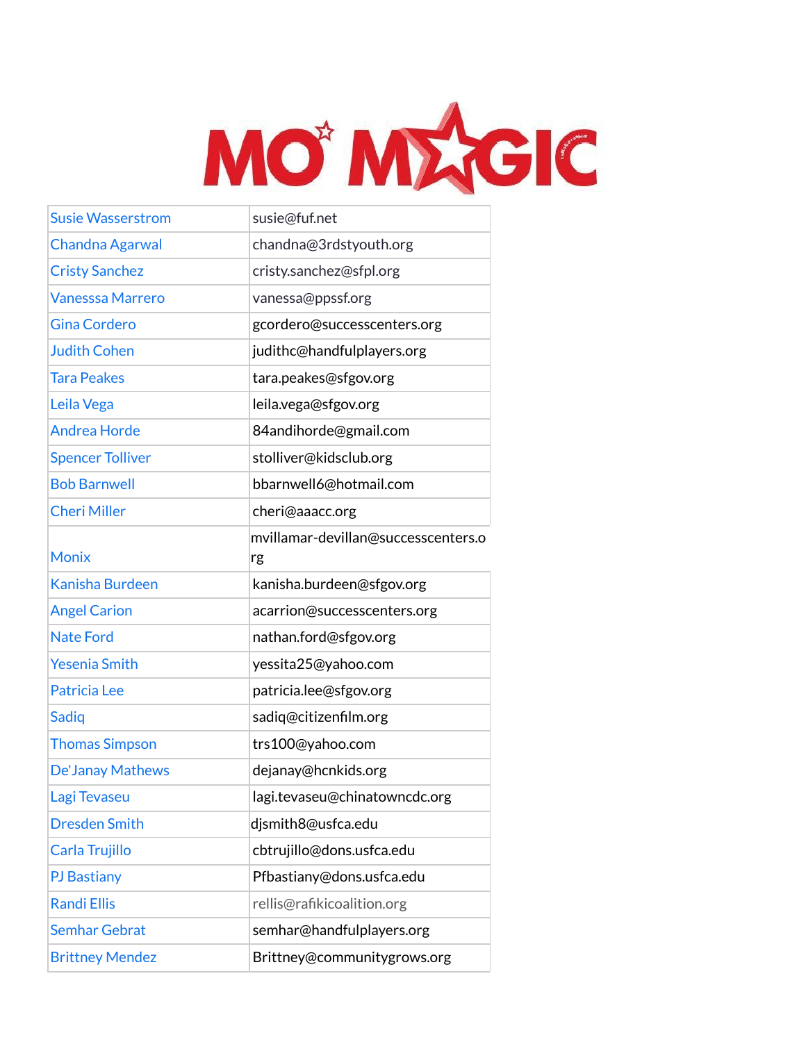# MO MAGIC

| Susie Wasserstrom | susie@fuf.net |
|---|---|
| Chandna Agarwal | chandna@3rdstyouth.org |
| Cristy Sanchez | cristy.sanchez@sfpl.org |
| Vanesssa Marrero | vanessa@ppssf.org |
| Gina Cordero | gcordero@successcenters.org |
| Judith Cohen | judithc@handfulplayers.org |
| Tara Peakes | tara.peakes@sfgov.org |
| Leila Vega | leila.vega@sfgov.org |
| Andrea Horde | 84andihorde@gmail.com |
| Spencer Tolliver | stolliver@kidsclub.org |
| Bob Barnwell | bbarnwell6@hotmail.com |
| Cheri Miller | cheri@aaacc.org |
| Monix | mvillamar-devillan@successcenters.org |
| Kanisha Burdeen | kanisha.burdeen@sfgov.org |
| Angel Carion | acarrion@successcenters.org |
| Nate Ford | nathan.ford@sfgov.org |
| Yesenia Smith | yessita25@yahoo.com |
| Patricia Lee | patricia.lee@sfgov.org |
| Sadiq | sadiq@citizenfilm.org |
| Thomas Simpson | trs100@yahoo.com |
| De'Janay Mathews | dejanay@hcnkids.org |
| Lagi Tevaseu | lagi.tevaseu@chinatowncdc.org |
| Dresden Smith | djsmith8@usfca.edu |
| Carla Trujillo | cbtrujillo@dons.usfca.edu |
| PJ Bastiany | Pfbastiany@dons.usfca.edu |
| Randi Ellis | rellis@rafikicoalition.org |
| Semhar Gebrat | semhar@handfulplayers.org |
| Brittney Mendez | Brittney@communitygrows.org |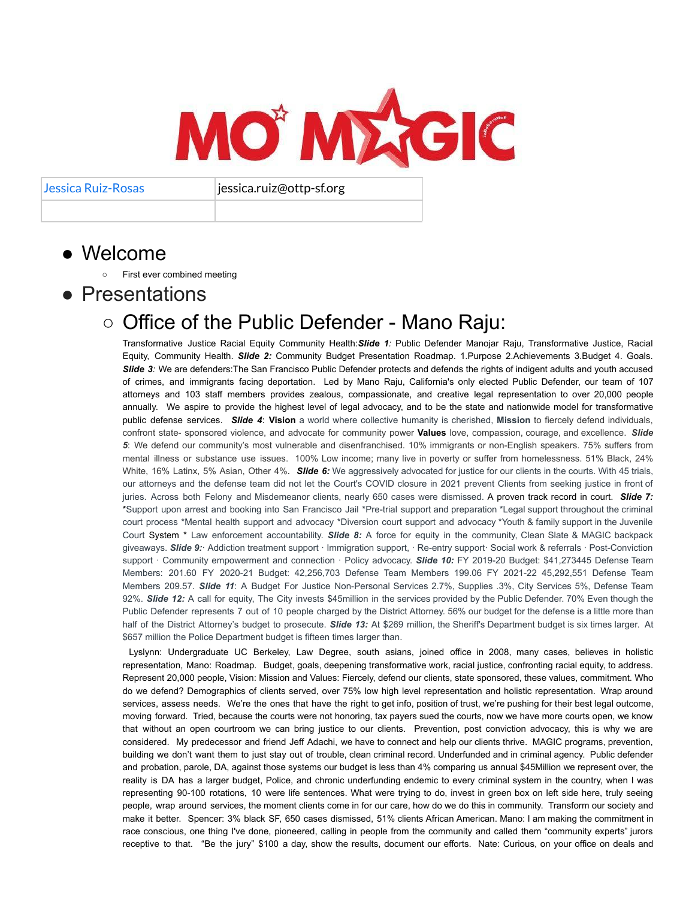MO' MAGIC

| Jessica Ruiz-Rosas | jessica.ruiz@ottp-sf.org |
|---|---|
| | |

- Welcome
  - First ever combined meeting
- Presentations
  - ## Office of the Public Defender - Mano Raju:

Transformative Justice Racial Equity Community Health:***Slide 1:*** Public Defender Manojar Raju, Transformative Justice, Racial Equity, Community Health. ***Slide 2:*** Community Budget Presentation Roadmap. 1.Purpose 2.Achievements 3.Budget 4. Goals. ***Slide 3:*** We are defenders:The San Francisco Public Defender protects and defends the rights of indigent adults and youth accused of crimes, and immigrants facing deportation. Led by Mano Raju, California's only elected Public Defender, our team of 107 attorneys and 103 staff members provides zealous, compassionate, and creative legal representation to over 20,000 people annually. We aspire to provide the highest level of legal advocacy, and to be the state and nationwide model for transformative public defense services. ***Slide 4***: **Vision** a world where collective humanity is cherished, **Mission** to fiercely defend individuals, confront state- sponsored violence, and advocate for community power **Values** love, compassion, courage, and excellence. ***Slide 5***: We defend our community's most vulnerable and disenfranchised. 10% immigrants or non-English speakers. 75% suffers from mental illness or substance use issues. 100% Low income; many live in poverty or suffer from homelessness. 51% Black, 24% White, 16% Latinx, 5% Asian, Other 4%. ***Slide 6:*** We aggressively advocated for justice for our clients in the courts. With 45 trials, our attorneys and the defense team did not let the Court's COVID closure in 2021 prevent Clients from seeking justice in front of juries. Across both Felony and Misdemeanor clients, nearly 650 cases were dismissed. A proven track record in court. ***Slide 7:*** *Support upon arrest and booking into San Francisco Jail *Pre-trial support and preparation *Legal support throughout the criminal court process *Mental health support and advocacy *Diversion court support and advocacy *Youth & family support in the Juvenile Court System * Law enforcement accountability. ***Slide 8:*** A force for equity in the community, Clean Slate & MAGIC backpack giveaways. ***Slide 9:***· Addiction treatment support · Immigration support, · Re-entry support· Social work & referrals · Post-Conviction support · Community empowerment and connection · Policy advocacy. ***Slide 10:*** FY 2019-20 Budget: $41,273445 Defense Team Members: 201.60 FY 2020-21 Budget: 42,256,703 Defense Team Members 199.06 FY 2021-22 45,292,551 Defense Team Members 209.57. ***Slide 11***: A Budget For Justice Non-Personal Services 2.7%, Supplies .3%, City Services 5%, Defense Team 92%. ***Slide 12:*** A call for equity, The City invests $45million in the services provided by the Public Defender. 70% Even though the Public Defender represents 7 out of 10 people charged by the District Attorney. 56% our budget for the defense is a little more than half of the District Attorney's budget to prosecute. ***Slide 13:*** At $269 million, the Sheriff's Department budget is six times larger. At $657 million the Police Department budget is fifteen times larger than.

Lyslynn: Undergraduate UC Berkeley, Law Degree, south asians, joined office in 2008, many cases, believes in holistic representation, Mano: Roadmap. Budget, goals, deepening transformative work, racial justice, confronting racial equity, to address. Represent 20,000 people, Vision: Mission and Values: Fiercely, defend our clients, state sponsored, these values, commitment. Who do we defend? Demographics of clients served, over 75% low high level representation and holistic representation. Wrap around services, assess needs. We're the ones that have the right to get info, position of trust, we're pushing for their best legal outcome, moving forward. Tried, because the courts were not honoring, tax payers sued the courts, now we have more courts open, we know that without an open courtroom we can bring justice to our clients. Prevention, post conviction advocacy, this is why we are considered. My predecessor and friend Jeff Adachi, we have to connect and help our clients thrive. MAGIC programs, prevention, building we don't want them to just stay out of trouble, clean criminal record. Underfunded and in criminal agency. Public defender and probation, parole, DA, against those systems our budget is less than 4% comparing us annual $45Million we represent over, the reality is DA has a larger budget, Police, and chronic underfunding endemic to every criminal system in the country, when I was representing 90-100 rotations, 10 were life sentences. What were trying to do, invest in green box on left side here, truly seeing people, wrap around services, the moment clients come in for our care, how do we do this in community. Transform our society and make it better. Spencer: 3% black SF, 650 cases dismissed, 51% clients African American. Mano: I am making the commitment in race conscious, one thing I've done, pioneered, calling in people from the community and called them "community experts" jurors receptive to that. "Be the jury" $100 a day, show the results, document our efforts. Nate: Curious, on your office on deals and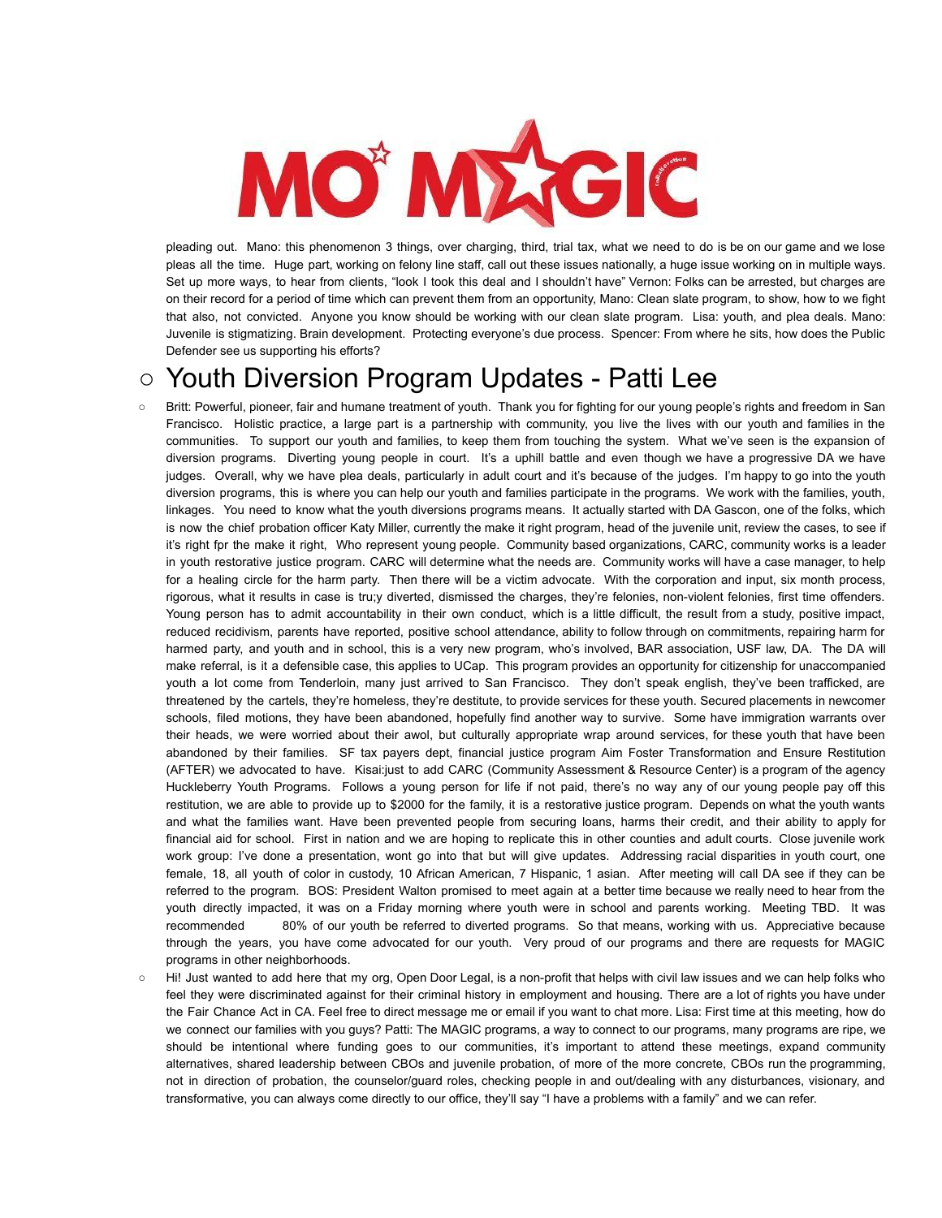pleading out. Mano: this phenomenon 3 things, over charging, third, trial tax, what we need to do is be on our game and we lose pleas all the time. Huge part, working on felony line staff, call out these issues nationally, a huge issue working on in multiple ways. Set up more ways, to hear from clients, "look I took this deal and I shouldn't have" Vernon: Folks can be arrested, but charges are on their record for a period of time which can prevent them from an opportunity, Mano: Clean slate program, to show, how to we fight that also, not convicted. Anyone you know should be working with our clean slate program. Lisa: youth, and plea deals. Mano: Juvenile is stigmatizing. Brain development. Protecting everyone's due process. Spencer: From where he sits, how does the Public Defender see us supporting his efforts?

## ○ Youth Diversion Program Updates - Patti Lee

- Britt: Powerful, pioneer, fair and humane treatment of youth. Thank you for fighting for our young people's rights and freedom in San Francisco. Holistic practice, a large part is a partnership with community, you live the lives with our youth and families in the communities. To support our youth and families, to keep them from touching the system. What we've seen is the expansion of diversion programs. Diverting young people in court. It's a uphill battle and even though we have a progressive DA we have judges. Overall, why we have plea deals, particularly in adult court and it's because of the judges. I'm happy to go into the youth diversion programs, this is where you can help our youth and families participate in the programs. We work with the families, youth, linkages. You need to know what the youth diversions programs means. It actually started with DA Gascon, one of the folks, which is now the chief probation officer Katy Miller, currently the make it right program, head of the juvenile unit, review the cases, to see if it's right fpr the make it right, Who represent young people. Community based organizations, CARC, community works is a leader in youth restorative justice program. CARC will determine what the needs are. Community works will have a case manager, to help for a healing circle for the harm party. Then there will be a victim advocate. With the corporation and input, six month process, rigorous, what it results in case is tru;y diverted, dismissed the charges, they're felonies, non-violent felonies, first time offenders. Young person has to admit accountability in their own conduct, which is a little difficult, the result from a study, positive impact, reduced recidivism, parents have reported, positive school attendance, ability to follow through on commitments, repairing harm for harmed party, and youth and in school, this is a very new program, who's involved, BAR association, USF law, DA. The DA will make referral, is it a defensible case, this applies to UCap. This program provides an opportunity for citizenship for unaccompanied youth a lot come from Tenderloin, many just arrived to San Francisco. They don't speak english, they've been trafficked, are threatened by the cartels, they're homeless, they're destitute, to provide services for these youth. Secured placements in newcomer schools, filed motions, they have been abandoned, hopefully find another way to survive. Some have immigration warrants over their heads, we were worried about their awol, but culturally appropriate wrap around services, for these youth that have been abandoned by their families. SF tax payers dept, financial justice program Aim Foster Transformation and Ensure Restitution (AFTER) we advocated to have. Kisai:just to add CARC (Community Assessment & Resource Center) is a program of the agency Huckleberry Youth Programs. Follows a young person for life if not paid, there's no way any of our young people pay off this restitution, we are able to provide up to $2000 for the family, it is a restorative justice program. Depends on what the youth wants and what the families want. Have been prevented people from securing loans, harms their credit, and their ability to apply for financial aid for school. First in nation and we are hoping to replicate this in other counties and adult courts. Close juvenile work work group: I've done a presentation, wont go into that but will give updates. Addressing racial disparities in youth court, one female, 18, all youth of color in custody, 10 African American, 7 Hispanic, 1 asian. After meeting will call DA see if they can be referred to the program. BOS: President Walton promised to meet again at a better time because we really need to hear from the youth directly impacted, it was on a Friday morning where youth were in school and parents working. Meeting TBD. It was recommended 80% of our youth be referred to diverted programs. So that means, working with us. Appreciative because through the years, you have come advocated for our youth. Very proud of our programs and there are requests for MAGIC programs in other neighborhoods.
- Hi! Just wanted to add here that my org, Open Door Legal, is a non-profit that helps with civil law issues and we can help folks who feel they were discriminated against for their criminal history in employment and housing. There are a lot of rights you have under the Fair Chance Act in CA. Feel free to direct message me or email if you want to chat more. Lisa: First time at this meeting, how do we connect our families with you guys? Patti: The MAGIC programs, a way to connect to our programs, many programs are ripe, we should be intentional where funding goes to our communities, it's important to attend these meetings, expand community alternatives, shared leadership between CBOs and juvenile probation, of more of the more concrete, CBOs run the programming, not in direction of probation, the counselor/guard roles, checking people in and out/dealing with any disturbances, visionary, and transformative, you can always come directly to our office, they'll say "I have a problems with a family" and we can refer.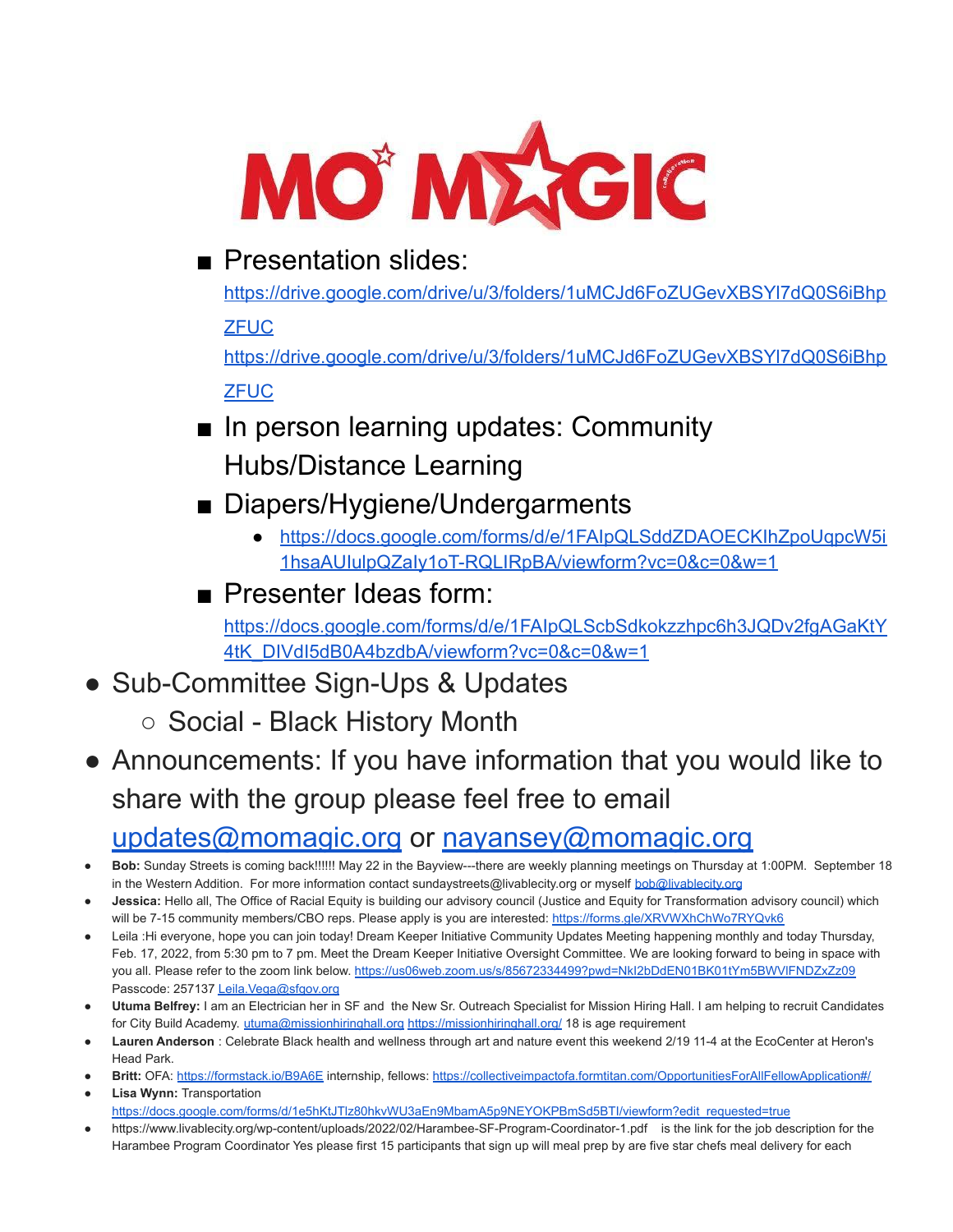MO MAGIC

- Presentation slides: https://drive.google.com/drive/u/3/folders/1uMCJd6FoZUGevXBSYl7dQ0S6iBhpZFUC https://drive.google.com/drive/u/3/folders/1uMCJd6FoZUGevXBSYl7dQ0S6iBhpZFUC
- In person learning updates: Community Hubs/Distance Learning
- Diapers/Hygiene/Undergarments
  - https://docs.google.com/forms/d/e/1FAIpQLSddZDAOECKIhZpoUqpcW5i1hsaAUlulpQZaly1oT-RQLIRpBA/viewform?vc=0&c=0&w=1
- Presenter Ideas form: https://docs.google.com/forms/d/e/1FAIpQLScbSdkokzzhpc6h3JQDv2fgAGaKtY4tK_DIVdI5dB0A4bzdbA/viewform?vc=0&c=0&w=1

- Sub-Committee Sign-Ups & Updates
  - Social - Black History Month
- Announcements: If you have information that you would like to share with the group please feel free to email updates@momagic.org or nayansey@momagic.org

- **Bob:** Sunday Streets is coming back!!!!!! May 22 in the Bayview---there are weekly planning meetings on Thursday at 1:00PM. September 18 in the Western Addition. For more information contact sundaystreets@livablecity.org or myself bob@livablecity.org
- **Jessica:** Hello all, The Office of Racial Equity is building our advisory council (Justice and Equity for Transformation advisory council) which will be 7-15 community members/CBO reps. Please apply is you are interested: https://forms.gle/XRVWXhChWo7RYQvk6
- Leila :Hi everyone, hope you can join today! Dream Keeper Initiative Community Updates Meeting happening monthly and today Thursday, Feb. 17, 2022, from 5:30 pm to 7 pm. Meet the Dream Keeper Initiative Oversight Committee. We are looking forward to being in space with you all. Please refer to the zoom link below. https://us06web.zoom.us/s/85672334499?pwd=NkI2bDdEN01BK01tYm5BWVlFNDZxZz09 Passcode: 257137 Leila.Vega@sfgov.org
- **Utuma Belfrey:** I am an Electrician her in SF and the New Sr. Outreach Specialist for Mission Hiring Hall. I am helping to recruit Candidates for City Build Academy. utuma@missionhiringhall.org https://missionhiringhall.org/ 18 is age requirement
- **Lauren Anderson** : Celebrate Black health and wellness through art and nature event this weekend 2/19 11-4 at the EcoCenter at Heron's Head Park.
- **Britt:** OFA: https://formstack.io/B9A6E internship, fellows: https://collectiveimpactofa.formtitan.com/OpportunitiesForAllFellowApplication#/
- **Lisa Wynn:** Transportation https://docs.google.com/forms/d/1e5hKtJTlz80hkvWU3aEn9MbamA5p9NEYOKPBmSd5BTI/viewform?edit_requested=true
- https://www.livablecity.org/wp-content/uploads/2022/02/Harambee-SF-Program-Coordinator-1.pdf is the link for the job description for the Harambee Program Coordinator Yes please first 15 participants that sign up will meal prep by are five star chefs meal delivery for each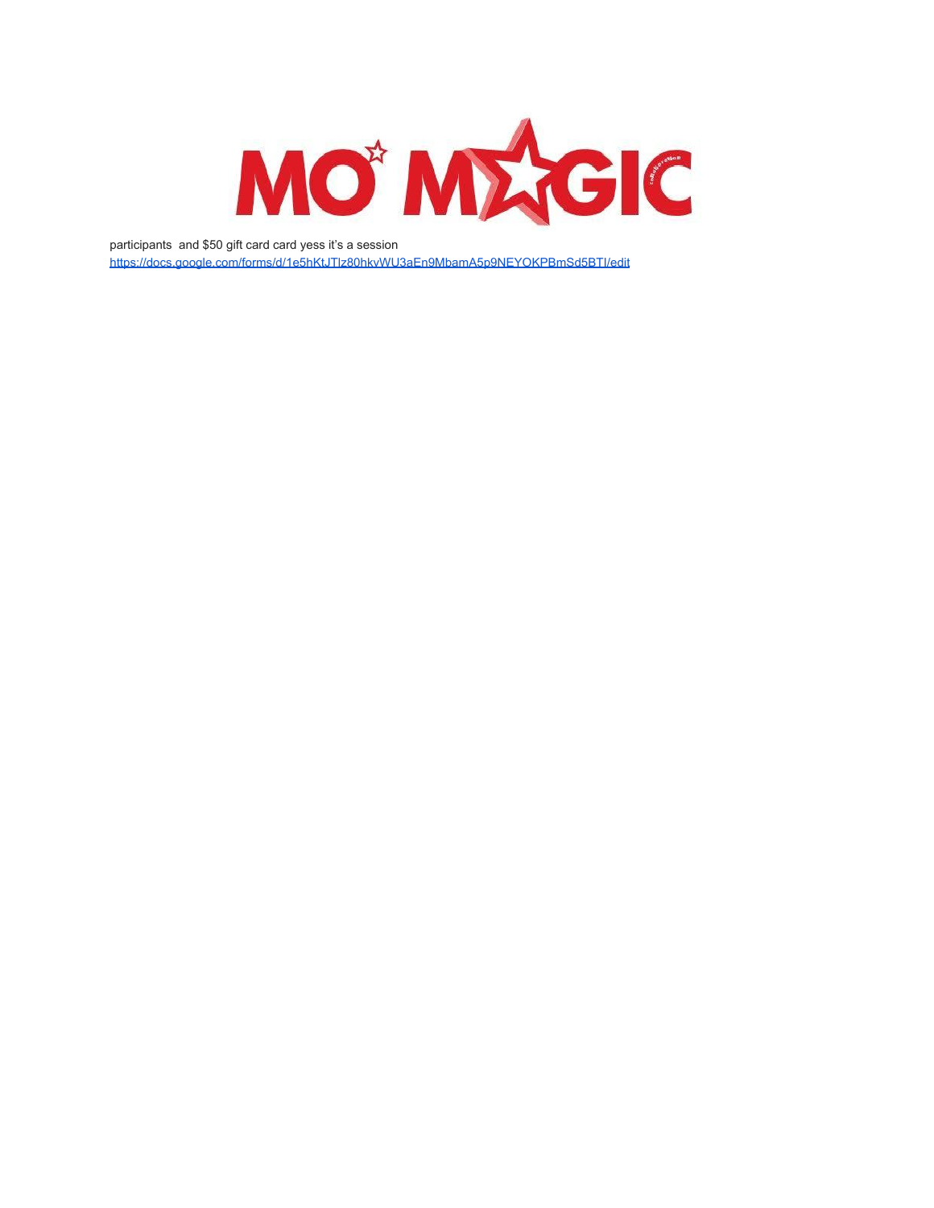MO MAGIC

participants and $50 gift card card yess it's a session
https://docs.google.com/forms/d/1e5hKtJTlz80hkvWU3aEn9MbamA5p9NEYOKPBmSd5BTI/edit